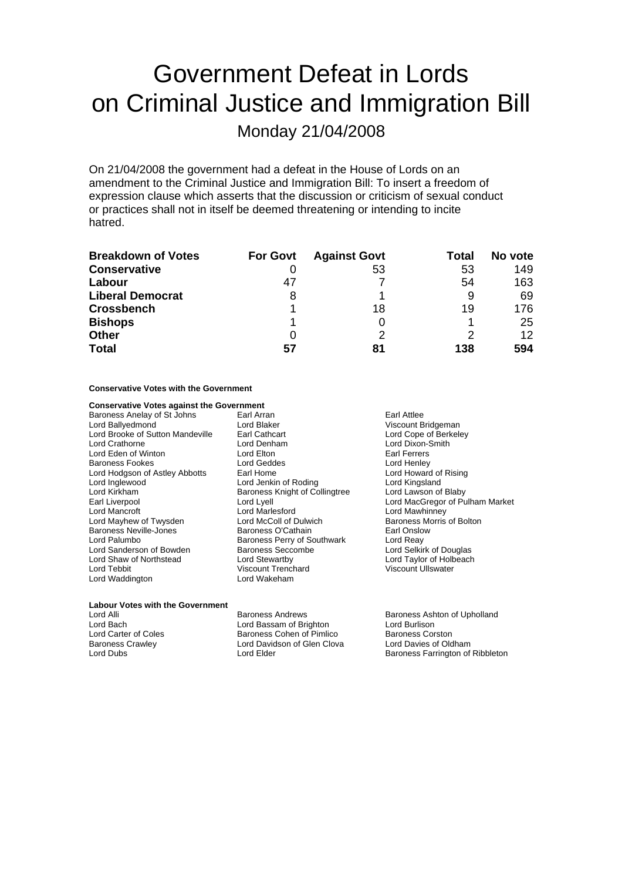# Government Defeat in Lords on Criminal Justice and Immigration Bill

## Monday 21/04/2008

On 21/04/2008 the government had a defeat in the House of Lords on an amendment to the Criminal Justice and Immigration Bill: To insert a freedom of expression clause which asserts that the discussion or criticism of sexual conduct or practices shall not in itself be deemed threatening or intending to incite hatred.

| Breakdown of Votes | For Govt | Against Govt | Total | No vote |
|---|---|---|---|---|
| **Conservative** | 0 | 53 | 53 | 149 |
| **Labour** | 47 | 7 | 54 | 163 |
| **Liberal Democrat** | 8 | 1 | 9 | 69 |
| **Crossbench** | 1 | 18 | 19 | 176 |
| **Bishops** | 1 | 0 | 1 | 25 |
| **Other** | 0 | 2 | 2 | 12 |
| **Total** | **57** | **81** | **138** | **594** |

**Conservative Votes with the Government**

**Conservative Votes against the Government**

Baroness Anelay of St Johns
Earl Arran
Earl Attlee
Lord Ballyedmond
Lord Blaker
Viscount Bridgeman
Lord Brooke of Sutton Mandeville
Earl Cathcart
Lord Cope of Berkeley
Lord Crathorne
Lord Denham
Lord Dixon-Smith
Lord Eden of Winton
Lord Elton
Earl Ferrers
Baroness Fookes
Lord Geddes
Lord Henley
Lord Hodgson of Astley Abbotts
Earl Home
Lord Howard of Rising
Lord Inglewood
Lord Jenkin of Roding
Lord Kingsland
Lord Kirkham
Baroness Knight of Collingtree
Lord Lawson of Blaby
Earl Liverpool
Lord Lyell
Lord MacGregor of Pulham Market
Lord Mancroft
Lord Marlesford
Lord Mawhinney
Lord Mayhew of Twysden
Lord McColl of Dulwich
Baroness Morris of Bolton
Baroness Neville-Jones
Baroness O'Cathain
Earl Onslow
Lord Palumbo
Baroness Perry of Southwark
Lord Reay
Lord Sanderson of Bowden
Baroness Seccombe
Lord Selkirk of Douglas
Lord Shaw of Northstead
Lord Stewartby
Lord Taylor of Holbeach
Lord Tebbit
Viscount Trenchard
Viscount Ullswater
Lord Waddington
Lord Wakeham

**Labour Votes with the Government**

Lord Alli
Baroness Andrews
Baroness Ashton of Upholland
Lord Bach
Lord Bassam of Brighton
Lord Burlison
Lord Carter of Coles
Baroness Cohen of Pimlico
Baroness Corston
Baroness Crawley
Lord Davidson of Glen Clova
Lord Davies of Oldham
Lord Dubs
Lord Elder
Baroness Farrington of Ribbleton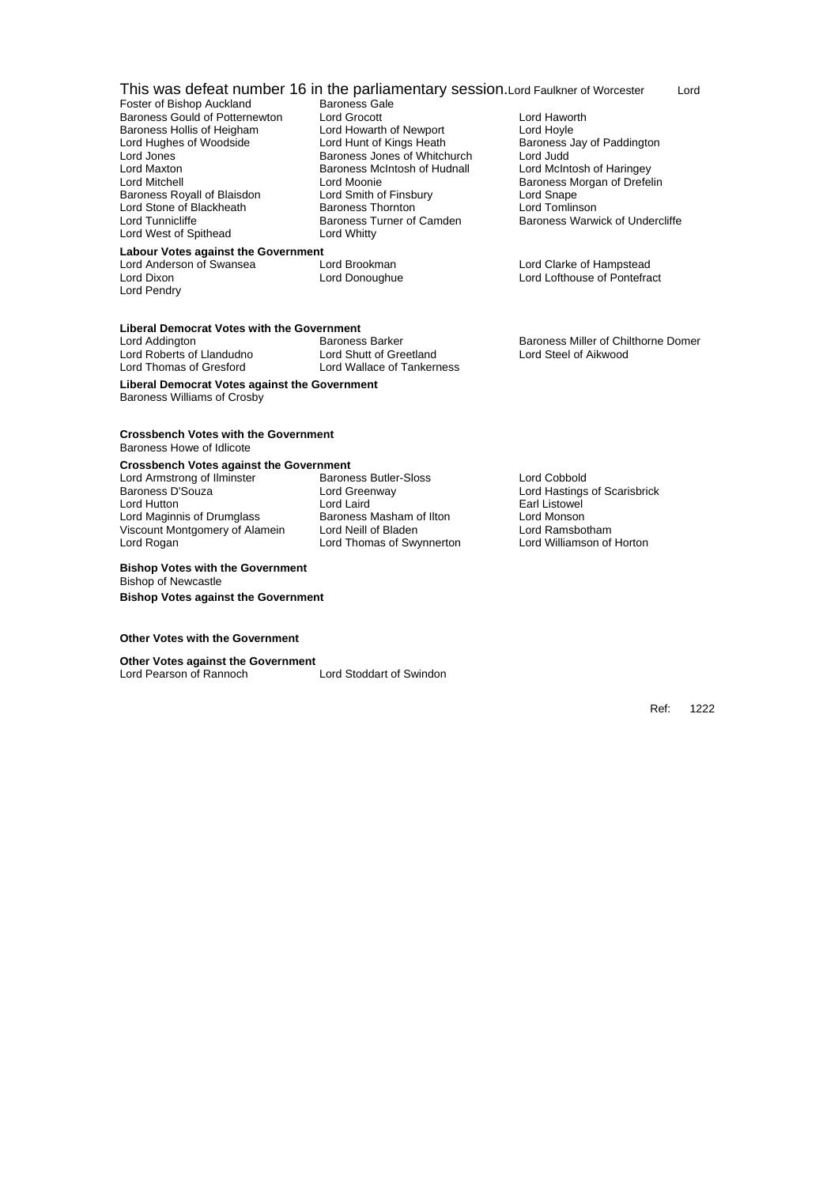This was defeat number 16 in the parliamentary session.Lord Faulkner of Worcester Lord Foster of Bishop Auckland Baroness Gale
Baroness Gould of Potternewton Lord Grocott Lord Haworth
Baroness Hollis of Heigham Lord Howarth of Newport Lord Hoyle
Lord Hughes of Woodside Lord Hunt of Kings Heath Baroness Jay of Paddington
Lord Jones Baroness Jones of Whitchurch Lord Judd
Lord Maxton Baroness McIntosh of Hudnall Lord McIntosh of Haringey
Lord Mitchell Lord Moonie Baroness Morgan of Drefelin
Baroness Royall of Blaisdon Lord Smith of Finsbury Lord Snape
Lord Stone of Blackheath Baroness Thornton Lord Tomlinson
Lord Tunnicliffe Baroness Turner of Camden Baroness Warwick of Undercliffe
Lord West of Spithead Lord Whitty

**Labour Votes against the Government**

Lord Anderson of Swansea Lord Brookman Lord Clarke of Hampstead
Lord Dixon Lord Donoughue Lord Lofthouse of Pontefract
Lord Pendry

**Liberal Democrat Votes with the Government**

Lord Addington Baroness Barker Baroness Miller of Chilthorne Domer
Lord Roberts of Llandudno Lord Shutt of Greetland Lord Steel of Aikwood
Lord Thomas of Gresford Lord Wallace of Tankerness

**Liberal Democrat Votes against the Government**

Baroness Williams of Crosby

**Crossbench Votes with the Government**

Baroness Howe of Idlicote

**Crossbench Votes against the Government**

Lord Armstrong of Ilminster Baroness Butler-Sloss Lord Cobbold
Baroness D'Souza Lord Greenway Lord Hastings of Scarisbrick
Lord Hutton Lord Laird Earl Listowel
Lord Maginnis of Drumglass Baroness Masham of Ilton Lord Monson
Viscount Montgomery of Alamein Lord Neill of Bladen Lord Ramsbotham
Lord Rogan Lord Thomas of Swynnerton Lord Williamson of Horton

**Bishop Votes with the Government**

Bishop of Newcastle

**Bishop Votes against the Government**

**Other Votes with the Government**

**Other Votes against the Government**

Lord Pearson of Rannoch Lord Stoddart of Swindon

Ref: 1222